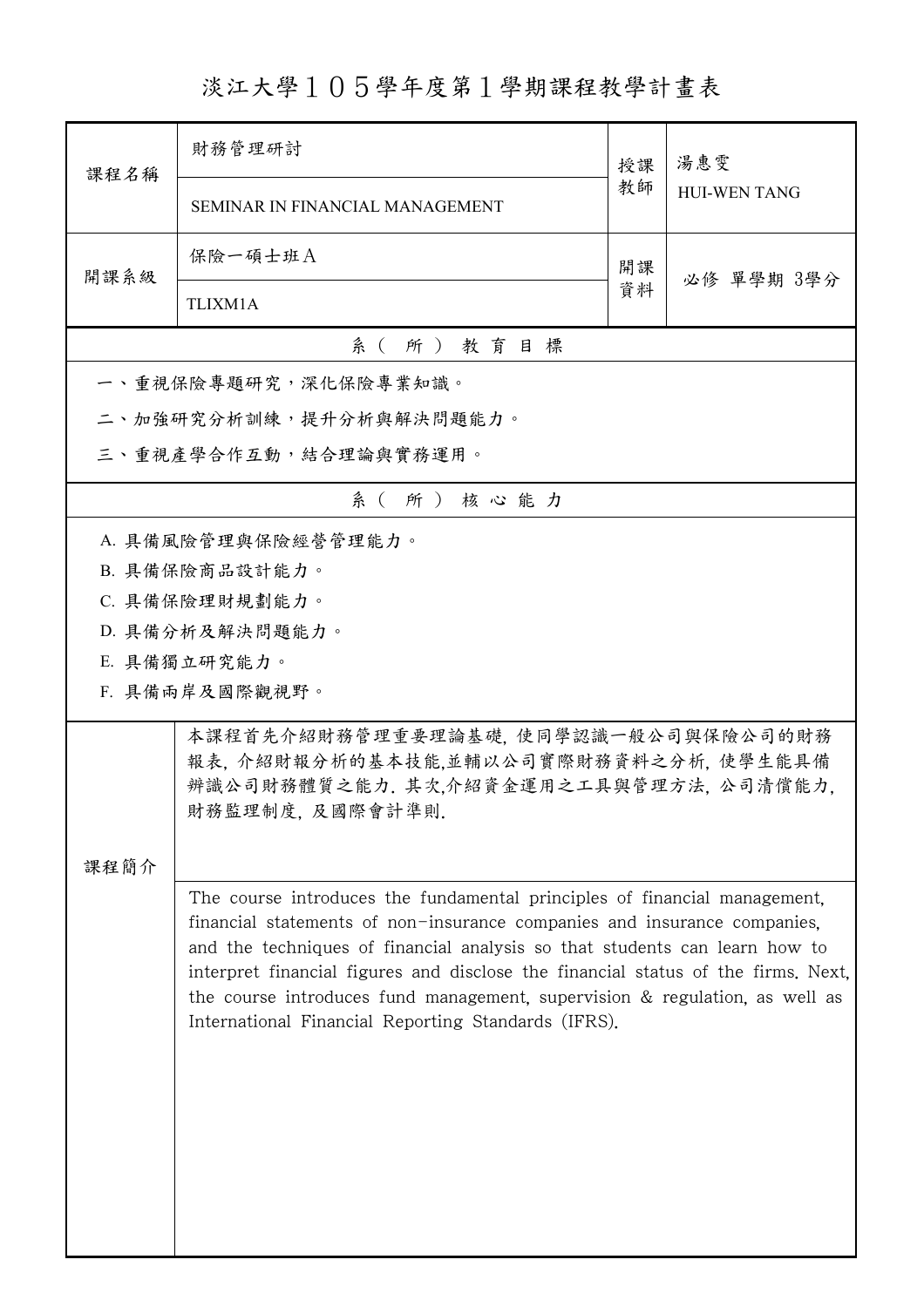# 淡江大學１０５學年度第１學期課程教學計畫表

| 課程名稱 | 財務管理研討<br>SEMINAR IN FINANCIAL MANAGEMENT | 授課教師 | 湯惠雯<br>HUI-WEN TANG |
|---|---|---|---|
| 開課系級 | 保險一碩士班Ａ<br>TLIXM1A | 開課資料 | 必修 單學期 3學分 |

## 系（所）教育目標

一、重視保險專題研究，深化保險專業知識。

二、加強研究分析訓練，提升分析與解決問題能力。

三、重視產學合作互動，結合理論與實務運用。

## 系（所）核心能力

A. 具備風險管理與保險經營管理能力。

B. 具備保險商品設計能力。

C. 具備保險理財規劃能力。

D. 具備分析及解決問題能力。

E. 具備獨立研究能力。

F. 具備兩岸及國際觀視野。

## 課程簡介

本課程首先介紹財務管理重要理論基礎, 使同學認識一般公司與保險公司的財務報表, 介紹財報分析的基本技能,並輔以公司實際財務資料之分析, 使學生能具備辨識公司財務體質之能力. 其次,介紹資金運用之工具與管理方法, 公司清償能力, 財務監理制度, 及國際會計準則.

The course introduces the fundamental principles of financial management, financial statements of non-insurance companies and insurance companies, and the techniques of financial analysis so that students can learn how to interpret financial figures and disclose the financial status of the firms. Next, the course introduces fund management, supervision & regulation, as well as International Financial Reporting Standards (IFRS).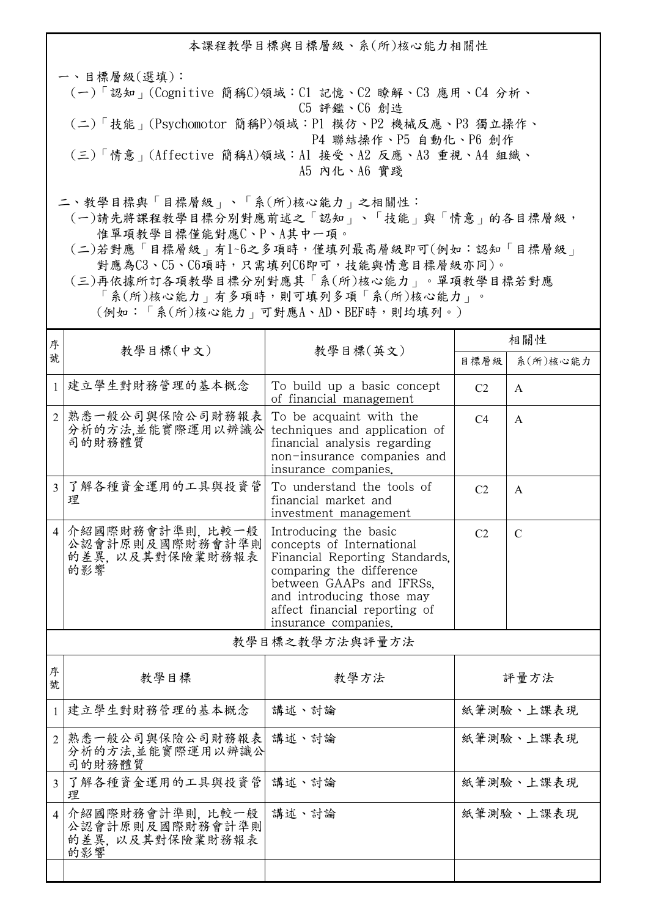## 本課程教學目標與目標層級、系(所)核心能力相關性

一、目標層級(選填)：

(一)「認知」(Cognitive 簡稱C)領域：C1 記憶、C2 瞭解、C3 應用、C4 分析、C5 評鑑、C6 創造

(二)「技能」(Psychomotor 簡稱P)領域：P1 模仿、P2 機械反應、P3 獨立操作、P4 聯結操作、P5 自動化、P6 創作

(三)「情意」(Affective 簡稱A)領域：A1 接受、A2 反應、A3 重視、A4 組織、A5 內化、A6 實踐

二、教學目標與「目標層級」、「系(所)核心能力」之相關性：

(一)請先將課程教學目標分別對應前述之「認知」、「技能」與「情意」的各目標層級，惟單項教學目標僅能對應C、P、A其中一項。

(二)若對應「目標層級」有1~6之多項時，僅填列最高層級即可(例如：認知「目標層級」對應為C3、C5、C6項時，只需填列C6即可，技能與情意目標層級亦同)。

(三)再依據所訂各項教學目標分別對應其「系(所)核心能力」。單項教學目標若對應「系(所)核心能力」有多項時，則可填列多項「系(所)核心能力」。(例如：「系(所)核心能力」可對應A、AD、BEF時，則均填列。)

| 序號 | 教學目標(中文) | 教學目標(英文) | 相關性 | |
|---|---|---|---|---|
| | | | 目標層級 | 系(所)核心能力 |
| 1 | 建立學生對財務管理的基本概念 | To build up a basic concept of financial management | C2 | A |
| 2 | 熟悉一般公司與保險公司財務報表分析的方法,並能實際運用以辨識公司的財務體質 | To be acquaint with the techniques and application of financial analysis regarding non-insurance companies and insurance companies. | C4 | A |
| 3 | 了解各種資金運用的工具與投資管理 | To understand the tools of financial market and investment management | C2 | A |
| 4 | 介紹國際財務會計準則, 比較一般公認會計原則及國際財務會計準則的差異, 以及其對保險業財務報表的影響 | Introducing the basic concepts of International Financial Reporting Standards, comparing the difference between GAAPs and IFRSs, and introducing those may affect financial reporting of insurance companies. | C2 | C |

## 教學目標之教學方法與評量方法

| 序號 | 教學目標 | 教學方法 | 評量方法 |
|---|---|---|---|
| 1 | 建立學生對財務管理的基本概念 | 講述、討論 | 紙筆測驗、上課表現 |
| 2 | 熟悉一般公司與保險公司財務報表分析的方法,並能實際運用以辨識公司的財務體質 | 講述、討論 | 紙筆測驗、上課表現 |
| 3 | 了解各種資金運用的工具與投資管理 | 講述、討論 | 紙筆測驗、上課表現 |
| 4 | 介紹國際財務會計準則, 比較一般公認會計原則及國際財務會計準則的差異, 以及其對保險業財務報表的影響 | 講述、討論 | 紙筆測驗、上課表現 |
| | | | |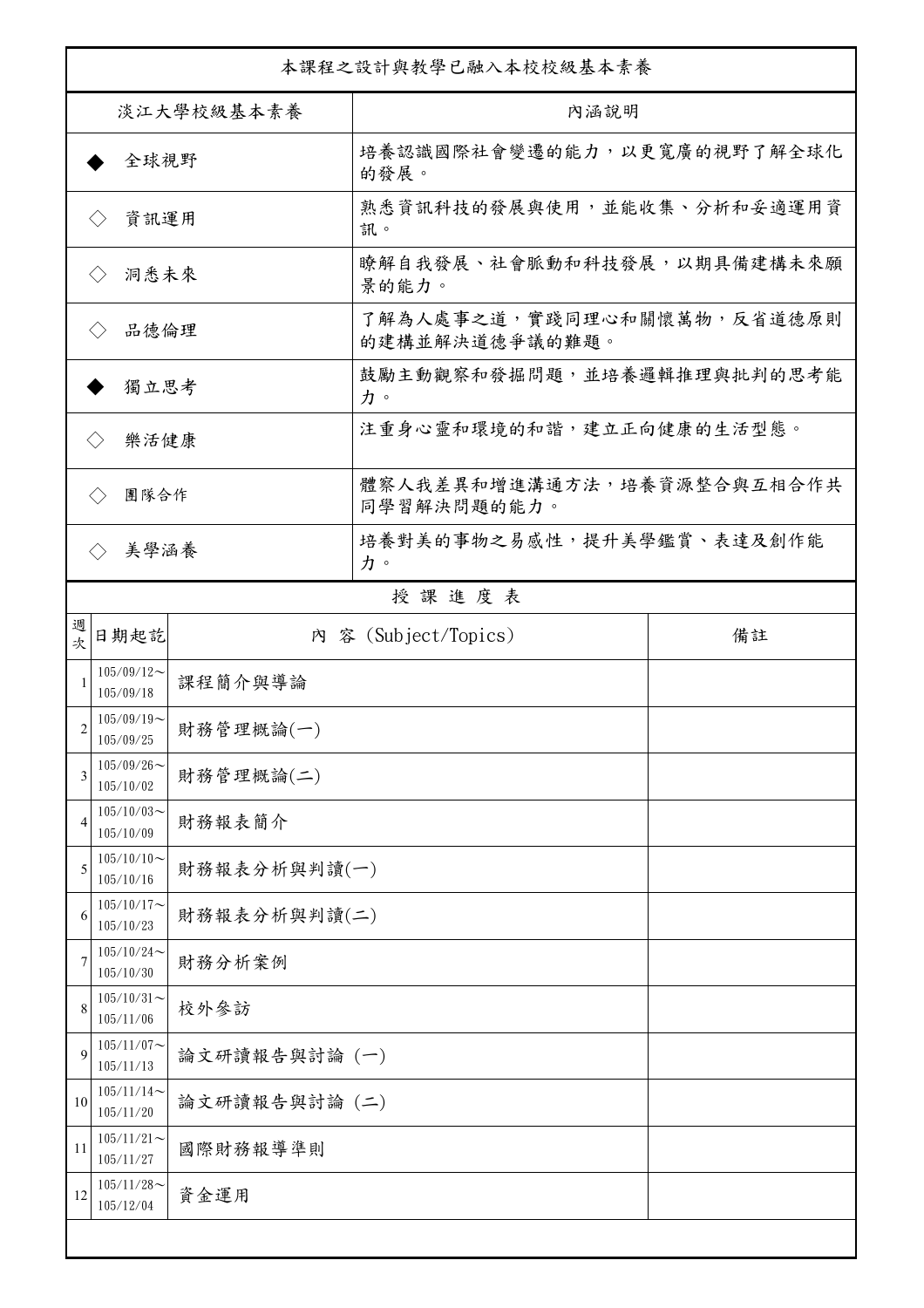本課程之設計與教學已融入本校校級基本素養

| 淡江大學校級基本素養 | 內涵說明 |
| --- | --- |
| ◆ 全球視野 | 培養認識國際社會變遷的能力，以更寬廣的視野了解全球化的發展。 |
| ◇ 資訊運用 | 熟悉資訊科技的發展與使用，並能收集、分析和妥適運用資訊。 |
| ◇ 洞悉未來 | 瞭解自我發展、社會脈動和科技發展，以期具備建構未來願景的能力。 |
| ◇ 品德倫理 | 了解為人處事之道，實踐同理心和關懷萬物，反省道德原則的建構並解決道德爭議的難題。 |
| ◆ 獨立思考 | 鼓勵主動觀察和發掘問題，並培養邏輯推理與批判的思考能力。 |
| ◇ 樂活健康 | 注重身心靈和環境的和諧，建立正向健康的生活型態。 |
| ◇ 團隊合作 | 體察人我差異和增進溝通方法，培養資源整合與互相合作共同學習解決問題的能力。 |
| ◇ 美學涵養 | 培養對美的事物之易感性，提升美學鑑賞、表達及創作能力。 |

授 課 進 度 表

| 週次 | 日期起訖 | 內 容 (Subject/Topics) | 備註 |
| --- | --- | --- | --- |
| 1 | 105/09/12～105/09/18 | 課程簡介與導論 | |
| 2 | 105/09/19～105/09/25 | 財務管理概論(一) | |
| 3 | 105/09/26～105/10/02 | 財務管理概論(二) | |
| 4 | 105/10/03～105/10/09 | 財務報表簡介 | |
| 5 | 105/10/10～105/10/16 | 財務報表分析與判讀(一) | |
| 6 | 105/10/17～105/10/23 | 財務報表分析與判讀(二) | |
| 7 | 105/10/24～105/10/30 | 財務分析案例 | |
| 8 | 105/10/31～105/11/06 | 校外參訪 | |
| 9 | 105/11/07～105/11/13 | 論文研讀報告與討論 (一) | |
| 10 | 105/11/14～105/11/20 | 論文研讀報告與討論 (二) | |
| 11 | 105/11/21～105/11/27 | 國際財務報導準則 | |
| 12 | 105/11/28～105/12/04 | 資金運用 | |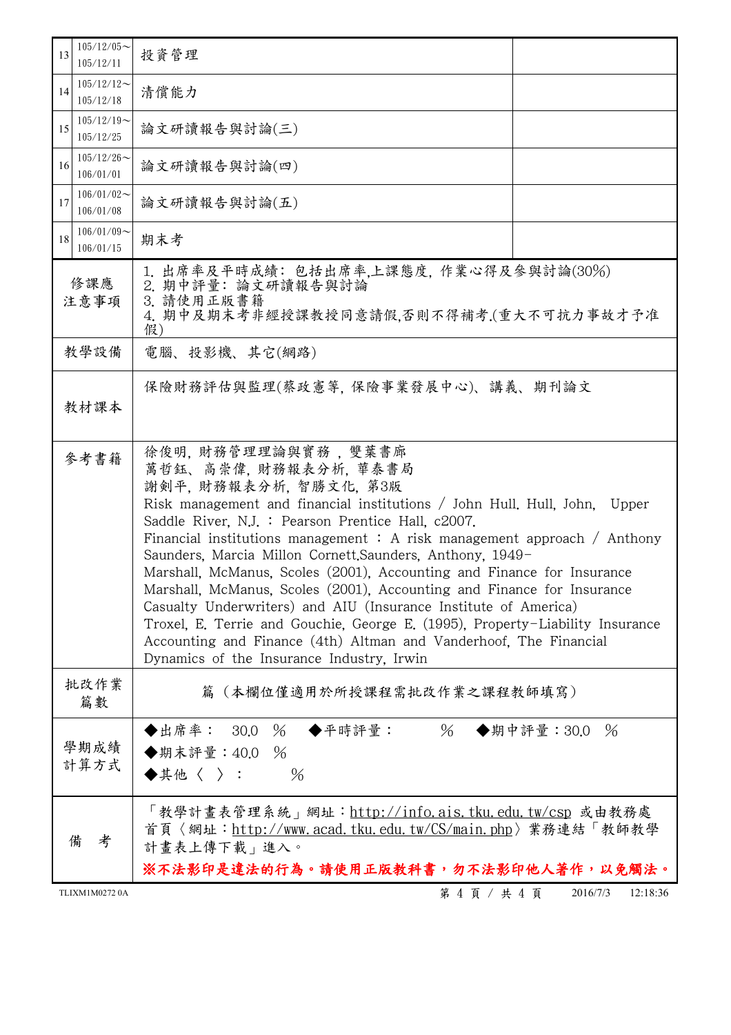| | | | |
|---|---|---|---|
| 13 | 105/12/05～<br>105/12/11 | 投資管理 | |
| 14 | 105/12/12～<br>105/12/18 | 清償能力 | |
| 15 | 105/12/19～<br>105/12/25 | 論文研讀報告與討論(三) | |
| 16 | 105/12/26～<br>106/01/01 | 論文研讀報告與討論(四) | |
| 17 | 106/01/02～<br>106/01/08 | 論文研讀報告與討論(五) | |
| 18 | 106/01/09～<br>106/01/15 | 期末考 | |

| | |
|---|---|
| 修課應注意事項 | 1. 出席率及平時成績：包括出席率,上課態度，作業心得及參與討論(30%)<br>2. 期中評量：論文研讀報告與討論<br>3. 請使用正版書籍<br>4. 期中及期末考非經授課教授同意請假,否則不得補考.(重大不可抗力事故才予准假) |
| 教學設備 | 電腦、投影機、其它(網路) |
| 教材課本 | 保險財務評估與監理(蔡政憲等，保險事業發展中心)、講義、期刊論文 |
| 參考書籍 | 徐俊明，財務管理理論與實務，雙葉書廊<br>萬哲鈺、高崇偉，財務報表分析，華泰書局<br>謝劍平，財務報表分析，智勝文化，第3版<br>Risk management and financial institutions / John Hull. Hull, John, Upper Saddle River, N.J. : Pearson Prentice Hall, c2007.<br>Financial institutions management : A risk management approach / Anthony Saunders, Marcia Millon Cornett.Saunders, Anthony, 1949-<br>Marshall, McManus, Scoles (2001), Accounting and Finance for Insurance<br>Marshall, McManus, Scoles (2001), Accounting and Finance for Insurance Casualty Underwriters) and AIU (Insurance Institute of America)<br>Troxel, E. Terrie and Gouchie, George E. (1995), Property-Liability Insurance Accounting and Finance (4th) Altman and Vanderhoof, The Financial Dynamics of the Insurance Industry, Irwin |
| 批改作業篇數 | 篇（本欄位僅適用於所授課程需批改作業之課程教師填寫） |
| 學期成績計算方式 | ◆出席率： 30.0 %　◆平時評量： %　◆期中評量：30.0 %<br>◆期末評量：40.0 %<br>◆其他〈 〉： % |
| 備　考 | 「教學計畫表管理系統」網址：http://info.ais.tku.edu.tw/csp 或由教務處首頁〈網址：http://www.acad.tku.edu.tw/CS/main.php〉業務連結「教師教學計畫表上傳下載」進入。<br>**※不法影印是違法的行為。請使用正版教科書，勿不法影印他人著作，以免觸法。** |

TLIXM1M0272 0A　　　　2016/7/3　12:18:36